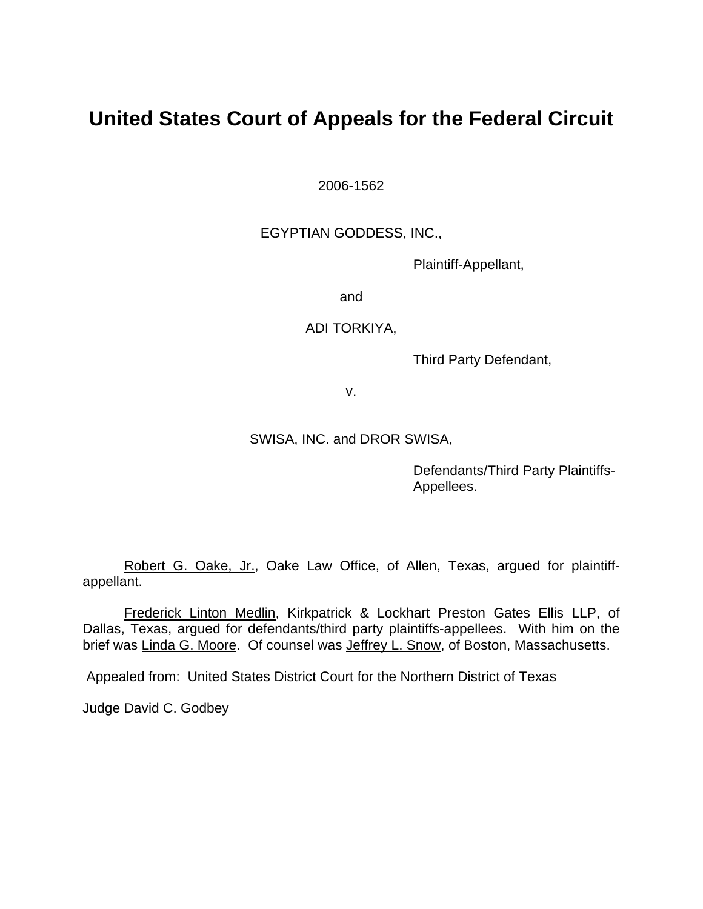# United States Court of Appeals for the Federal Circuit

2006-1562

EGYPTIAN GODDESS, INC.,

Plaintiff-Appellant,

and

ADI TORKIYA,

Third Party Defendant,

v.

SWISA, INC. and DROR SWISA,

Defendants/Third Party Plaintiffs-Appellees.

Robert G. Oake, Jr., Oake Law Office, of Allen, Texas, argued for plaintiff-appellant.

Frederick Linton Medlin, Kirkpatrick & Lockhart Preston Gates Ellis LLP, of Dallas, Texas, argued for defendants/third party plaintiffs-appellees. With him on the brief was Linda G. Moore. Of counsel was Jeffrey L. Snow, of Boston, Massachusetts.

Appealed from: United States District Court for the Northern District of Texas

Judge David C. Godbey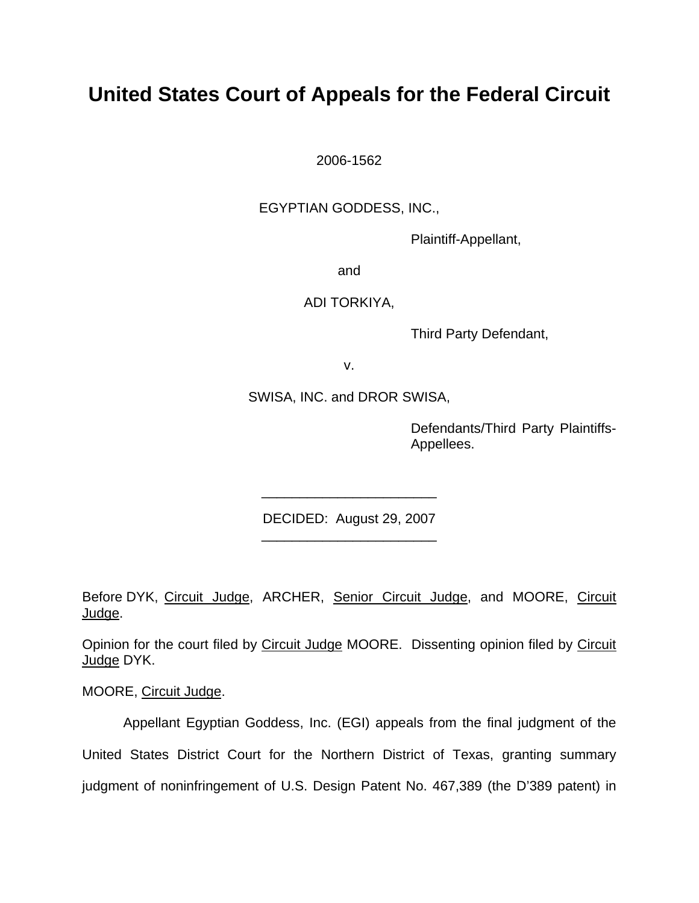# United States Court of Appeals for the Federal Circuit

2006-1562

EGYPTIAN GODDESS, INC.,

Plaintiff-Appellant,

and

ADI TORKIYA,

Third Party Defendant,

v.

SWISA, INC. and DROR SWISA,

Defendants/Third Party Plaintiffs-Appellees.

---

DECIDED: August 29, 2007

---

Before DYK, Circuit Judge, ARCHER, Senior Circuit Judge, and MOORE, Circuit Judge.

Opinion for the court filed by Circuit Judge MOORE. Dissenting opinion filed by Circuit Judge DYK.

MOORE, Circuit Judge.

Appellant Egyptian Goddess, Inc. (EGI) appeals from the final judgment of the United States District Court for the Northern District of Texas, granting summary judgment of noninfringement of U.S. Design Patent No. 467,389 (the D'389 patent) in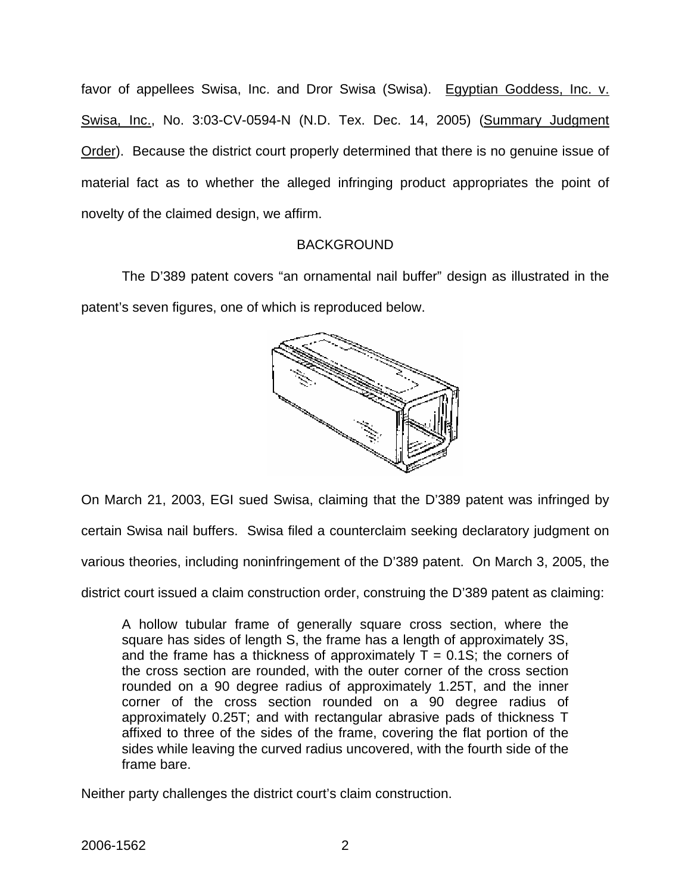favor of appellees Swisa, Inc. and Dror Swisa (Swisa). Egyptian Goddess, Inc. v. Swisa, Inc., No. 3:03-CV-0594-N (N.D. Tex. Dec. 14, 2005) (Summary Judgment Order). Because the district court properly determined that there is no genuine issue of material fact as to whether the alleged infringing product appropriates the point of novelty of the claimed design, we affirm.

## BACKGROUND

The D'389 patent covers "an ornamental nail buffer" design as illustrated in the patent's seven figures, one of which is reproduced below.

On March 21, 2003, EGI sued Swisa, claiming that the D'389 patent was infringed by certain Swisa nail buffers. Swisa filed a counterclaim seeking declaratory judgment on various theories, including noninfringement of the D'389 patent. On March 3, 2005, the district court issued a claim construction order, construing the D'389 patent as claiming:

> A hollow tubular frame of generally square cross section, where the square has sides of length S, the frame has a length of approximately 3S, and the frame has a thickness of approximately T = 0.1S; the corners of the cross section are rounded, with the outer corner of the cross section rounded on a 90 degree radius of approximately 1.25T, and the inner corner of the cross section rounded on a 90 degree radius of approximately 0.25T; and with rectangular abrasive pads of thickness T affixed to three of the sides of the frame, covering the flat portion of the sides while leaving the curved radius uncovered, with the fourth side of the frame bare.

Neither party challenges the district court's claim construction.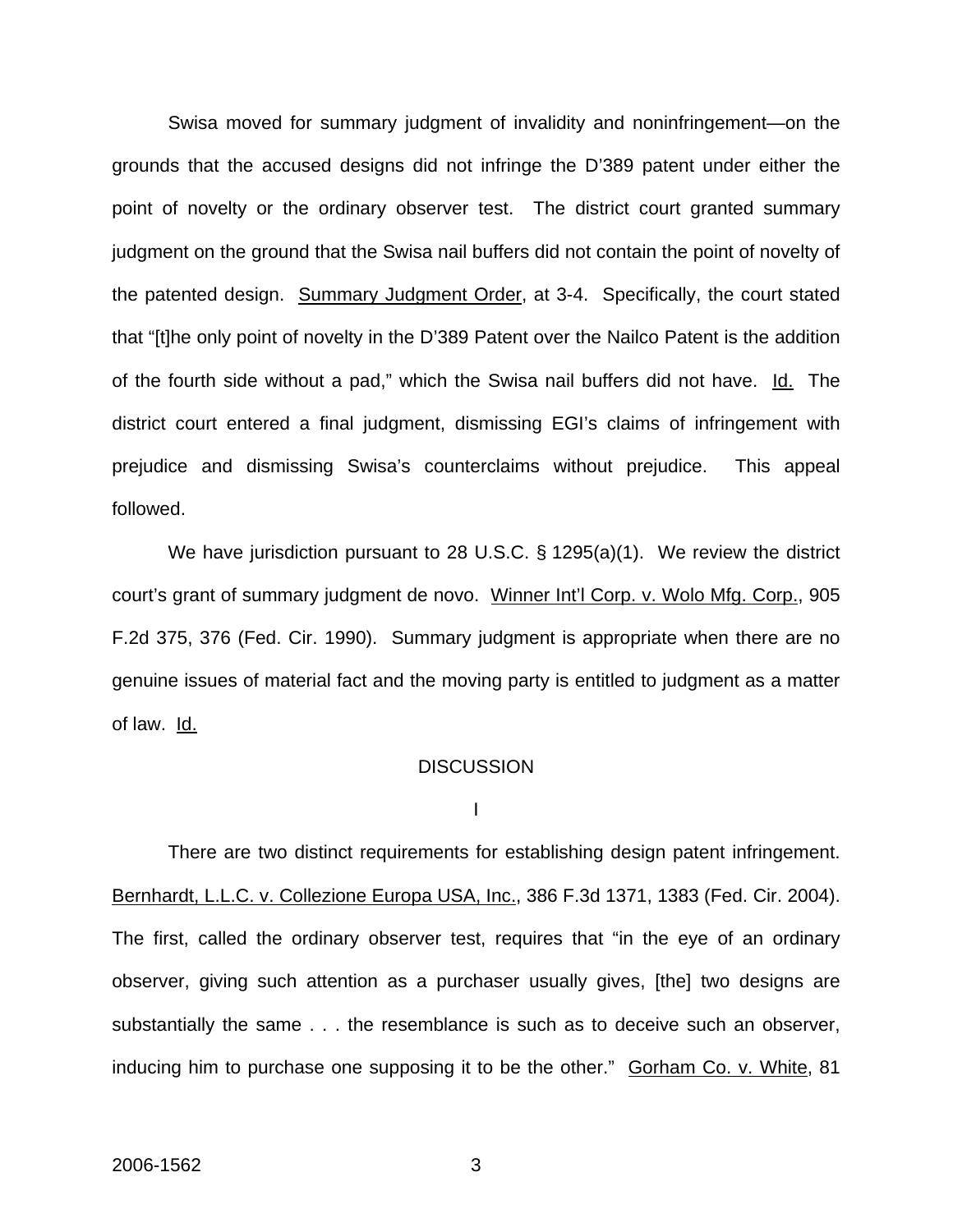Swisa moved for summary judgment of invalidity and noninfringement—on the grounds that the accused designs did not infringe the D'389 patent under either the point of novelty or the ordinary observer test. The district court granted summary judgment on the ground that the Swisa nail buffers did not contain the point of novelty of the patented design. Summary Judgment Order, at 3-4. Specifically, the court stated that "[t]he only point of novelty in the D'389 Patent over the Nailco Patent is the addition of the fourth side without a pad," which the Swisa nail buffers did not have. Id. The district court entered a final judgment, dismissing EGI's claims of infringement with prejudice and dismissing Swisa's counterclaims without prejudice. This appeal followed.

We have jurisdiction pursuant to 28 U.S.C. § 1295(a)(1). We review the district court's grant of summary judgment de novo. Winner Int'l Corp. v. Wolo Mfg. Corp., 905 F.2d 375, 376 (Fed. Cir. 1990). Summary judgment is appropriate when there are no genuine issues of material fact and the moving party is entitled to judgment as a matter of law. Id.

## DISCUSSION

### I

There are two distinct requirements for establishing design patent infringement. Bernhardt, L.L.C. v. Collezione Europa USA, Inc., 386 F.3d 1371, 1383 (Fed. Cir. 2004). The first, called the ordinary observer test, requires that "in the eye of an ordinary observer, giving such attention as a purchaser usually gives, [the] two designs are substantially the same . . . the resemblance is such as to deceive such an observer, inducing him to purchase one supposing it to be the other." Gorham Co. v. White, 81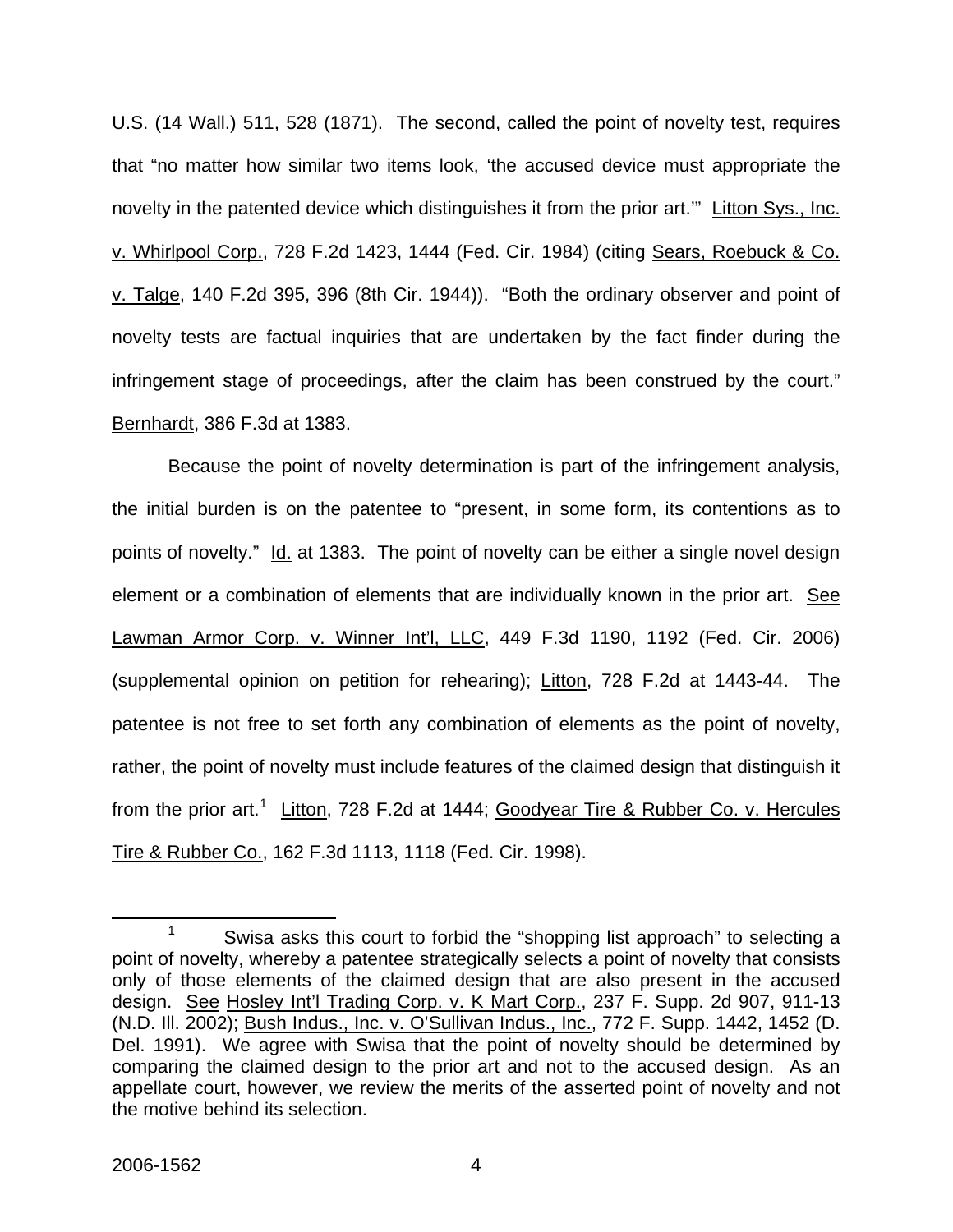U.S. (14 Wall.) 511, 528 (1871). The second, called the point of novelty test, requires that "no matter how similar two items look, 'the accused device must appropriate the novelty in the patented device which distinguishes it from the prior art.'" Litton Sys., Inc. v. Whirlpool Corp., 728 F.2d 1423, 1444 (Fed. Cir. 1984) (citing Sears, Roebuck & Co. v. Talge, 140 F.2d 395, 396 (8th Cir. 1944)). "Both the ordinary observer and point of novelty tests are factual inquiries that are undertaken by the fact finder during the infringement stage of proceedings, after the claim has been construed by the court." Bernhardt, 386 F.3d at 1383.

Because the point of novelty determination is part of the infringement analysis, the initial burden is on the patentee to "present, in some form, its contentions as to points of novelty." Id. at 1383. The point of novelty can be either a single novel design element or a combination of elements that are individually known in the prior art. See Lawman Armor Corp. v. Winner Int'l, LLC, 449 F.3d 1190, 1192 (Fed. Cir. 2006) (supplemental opinion on petition for rehearing); Litton, 728 F.2d at 1443-44. The patentee is not free to set forth any combination of elements as the point of novelty, rather, the point of novelty must include features of the claimed design that distinguish it from the prior art.[1] Litton, 728 F.2d at 1444; Goodyear Tire & Rubber Co. v. Hercules Tire & Rubber Co., 162 F.3d 1113, 1118 (Fed. Cir. 1998).

---

[1] Swisa asks this court to forbid the "shopping list approach" to selecting a point of novelty, whereby a patentee strategically selects a point of novelty that consists only of those elements of the claimed design that are also present in the accused design. See Hosley Int'l Trading Corp. v. K Mart Corp., 237 F. Supp. 2d 907, 911-13 (N.D. Ill. 2002); Bush Indus., Inc. v. O'Sullivan Indus., Inc., 772 F. Supp. 1442, 1452 (D. Del. 1991). We agree with Swisa that the point of novelty should be determined by comparing the claimed design to the prior art and not to the accused design. As an appellate court, however, we review the merits of the asserted point of novelty and not the motive behind its selection.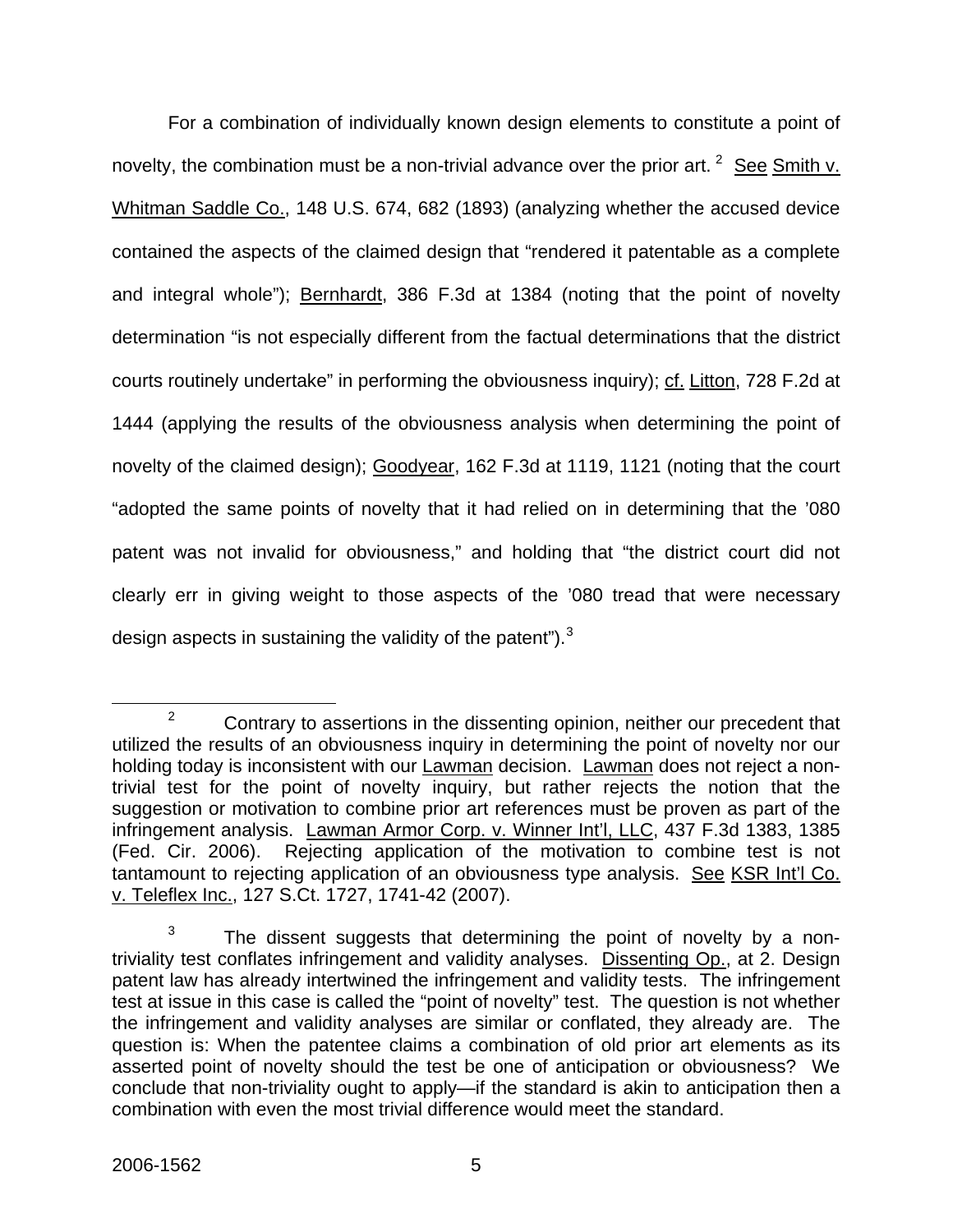For a combination of individually known design elements to constitute a point of novelty, the combination must be a non-trivial advance over the prior art. [2] See Smith v. Whitman Saddle Co., 148 U.S. 674, 682 (1893) (analyzing whether the accused device contained the aspects of the claimed design that "rendered it patentable as a complete and integral whole"); Bernhardt, 386 F.3d at 1384 (noting that the point of novelty determination "is not especially different from the factual determinations that the district courts routinely undertake" in performing the obviousness inquiry); cf. Litton, 728 F.2d at 1444 (applying the results of the obviousness analysis when determining the point of novelty of the claimed design); Goodyear, 162 F.3d at 1119, 1121 (noting that the court "adopted the same points of novelty that it had relied on in determining that the '080 patent was not invalid for obviousness," and holding that "the district court did not clearly err in giving weight to those aspects of the '080 tread that were necessary design aspects in sustaining the validity of the patent"). [3]

---

[2] Contrary to assertions in the dissenting opinion, neither our precedent that utilized the results of an obviousness inquiry in determining the point of novelty nor our holding today is inconsistent with our Lawman decision. Lawman does not reject a non-trivial test for the point of novelty inquiry, but rather rejects the notion that the suggestion or motivation to combine prior art references must be proven as part of the infringement analysis. Lawman Armor Corp. v. Winner Int'l, LLC, 437 F.3d 1383, 1385 (Fed. Cir. 2006). Rejecting application of the motivation to combine test is not tantamount to rejecting application of an obviousness type analysis. See KSR Int'l Co. v. Teleflex Inc., 127 S.Ct. 1727, 1741-42 (2007).

[3] The dissent suggests that determining the point of novelty by a non-triviality test conflates infringement and validity analyses. Dissenting Op., at 2. Design patent law has already intertwined the infringement and validity tests. The infringement test at issue in this case is called the "point of novelty" test. The question is not whether the infringement and validity analyses are similar or conflated, they already are. The question is: When the patentee claims a combination of old prior art elements as its asserted point of novelty should the test be one of anticipation or obviousness? We conclude that non-triviality ought to apply—if the standard is akin to anticipation then a combination with even the most trivial difference would meet the standard.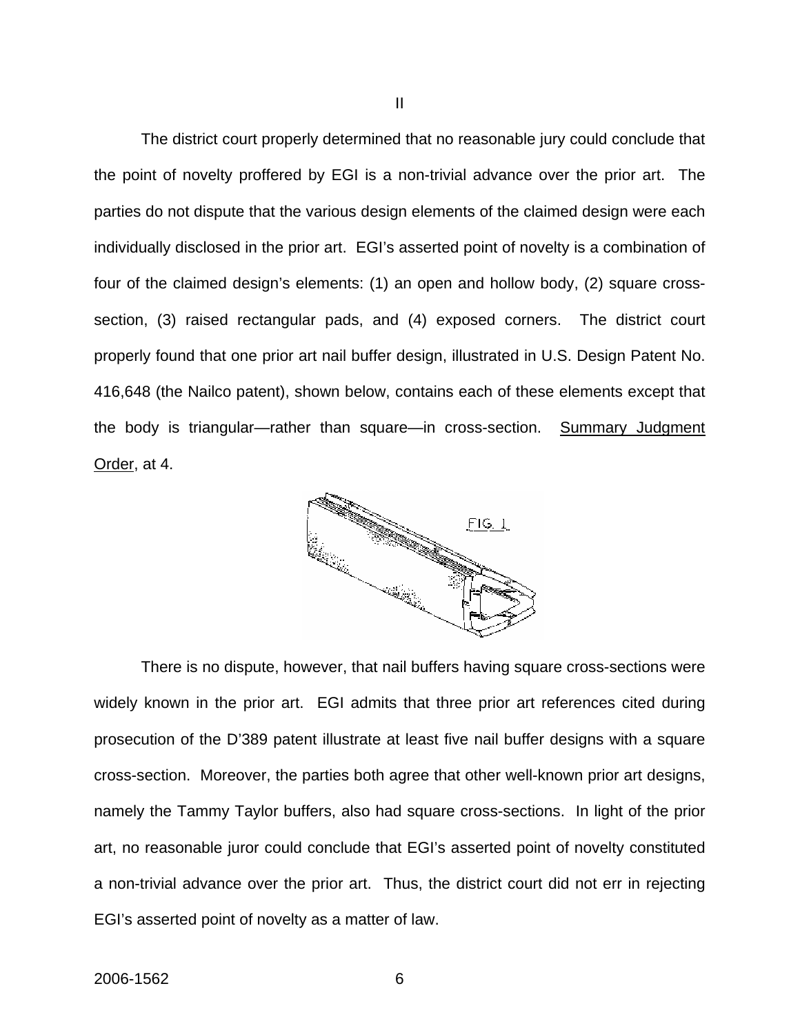II

The district court properly determined that no reasonable jury could conclude that the point of novelty proffered by EGI is a non-trivial advance over the prior art. The parties do not dispute that the various design elements of the claimed design were each individually disclosed in the prior art. EGI's asserted point of novelty is a combination of four of the claimed design's elements: (1) an open and hollow body, (2) square cross-section, (3) raised rectangular pads, and (4) exposed corners. The district court properly found that one prior art nail buffer design, illustrated in U.S. Design Patent No. 416,648 (the Nailco patent), shown below, contains each of these elements except that the body is triangular—rather than square—in cross-section. Summary Judgment Order, at 4.

There is no dispute, however, that nail buffers having square cross-sections were widely known in the prior art. EGI admits that three prior art references cited during prosecution of the D'389 patent illustrate at least five nail buffer designs with a square cross-section. Moreover, the parties both agree that other well-known prior art designs, namely the Tammy Taylor buffers, also had square cross-sections. In light of the prior art, no reasonable juror could conclude that EGI's asserted point of novelty constituted a non-trivial advance over the prior art. Thus, the district court did not err in rejecting EGI's asserted point of novelty as a matter of law.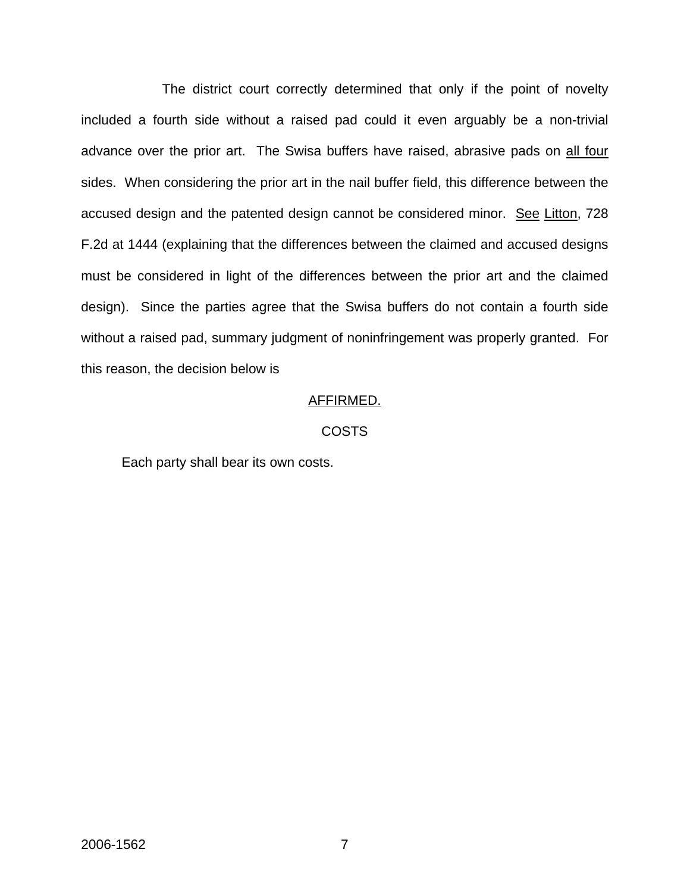The district court correctly determined that only if the point of novelty included a fourth side without a raised pad could it even arguably be a non-trivial advance over the prior art. The Swisa buffers have raised, abrasive pads on <u>all four</u> sides. When considering the prior art in the nail buffer field, this difference between the accused design and the patented design cannot be considered minor. <u>See</u> <u>Litton</u>, 728 F.2d at 1444 (explaining that the differences between the claimed and accused designs must be considered in light of the differences between the prior art and the claimed design). Since the parties agree that the Swisa buffers do not contain a fourth side without a raised pad, summary judgment of noninfringement was properly granted. For this reason, the decision below is

<u>AFFIRMED.</u>

COSTS

Each party shall bear its own costs.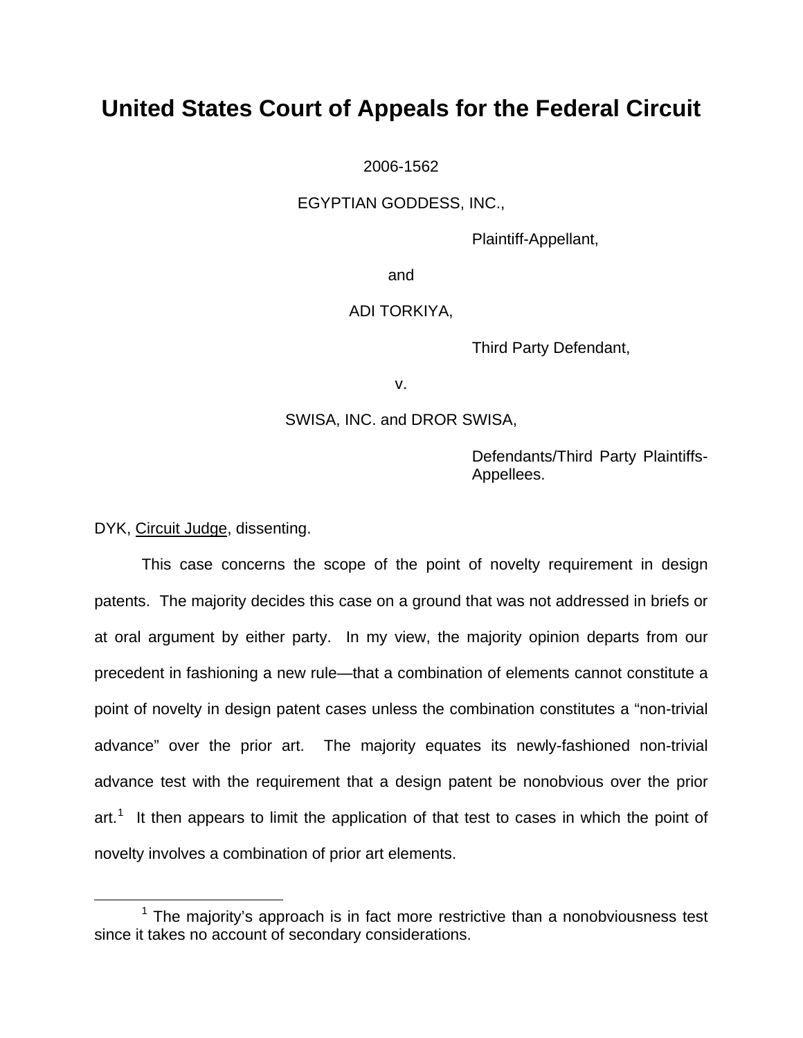# United States Court of Appeals for the Federal Circuit

2006-1562

EGYPTIAN GODDESS, INC.,

Plaintiff-Appellant,

and

ADI TORKIYA,

Third Party Defendant,

v.

SWISA, INC. and DROR SWISA,

Defendants/Third Party Plaintiffs-Appellees.

DYK, Circuit Judge, dissenting.

This case concerns the scope of the point of novelty requirement in design patents. The majority decides this case on a ground that was not addressed in briefs or at oral argument by either party. In my view, the majority opinion departs from our precedent in fashioning a new rule—that a combination of elements cannot constitute a point of novelty in design patent cases unless the combination constitutes a "non-trivial advance" over the prior art. The majority equates its newly-fashioned non-trivial advance test with the requirement that a design patent be nonobvious over the prior art.[1] It then appears to limit the application of that test to cases in which the point of novelty involves a combination of prior art elements.

[1] The majority's approach is in fact more restrictive than a nonobviousness test since it takes no account of secondary considerations.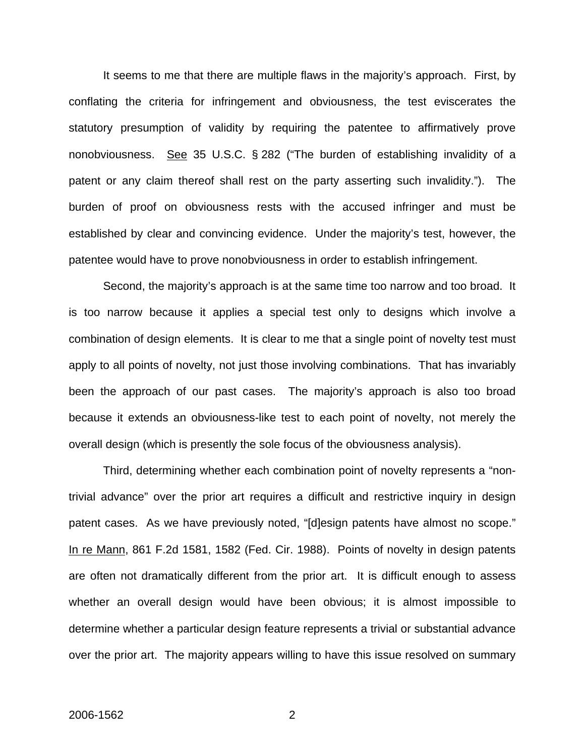It seems to me that there are multiple flaws in the majority's approach. First, by conflating the criteria for infringement and obviousness, the test eviscerates the statutory presumption of validity by requiring the patentee to affirmatively prove nonobviousness. See 35 U.S.C. § 282 ("The burden of establishing invalidity of a patent or any claim thereof shall rest on the party asserting such invalidity."). The burden of proof on obviousness rests with the accused infringer and must be established by clear and convincing evidence. Under the majority's test, however, the patentee would have to prove nonobviousness in order to establish infringement.

Second, the majority's approach is at the same time too narrow and too broad. It is too narrow because it applies a special test only to designs which involve a combination of design elements. It is clear to me that a single point of novelty test must apply to all points of novelty, not just those involving combinations. That has invariably been the approach of our past cases. The majority's approach is also too broad because it extends an obviousness-like test to each point of novelty, not merely the overall design (which is presently the sole focus of the obviousness analysis).

Third, determining whether each combination point of novelty represents a "non-trivial advance" over the prior art requires a difficult and restrictive inquiry in design patent cases. As we have previously noted, "[d]esign patents have almost no scope." In re Mann, 861 F.2d 1581, 1582 (Fed. Cir. 1988). Points of novelty in design patents are often not dramatically different from the prior art. It is difficult enough to assess whether an overall design would have been obvious; it is almost impossible to determine whether a particular design feature represents a trivial or substantial advance over the prior art. The majority appears willing to have this issue resolved on summary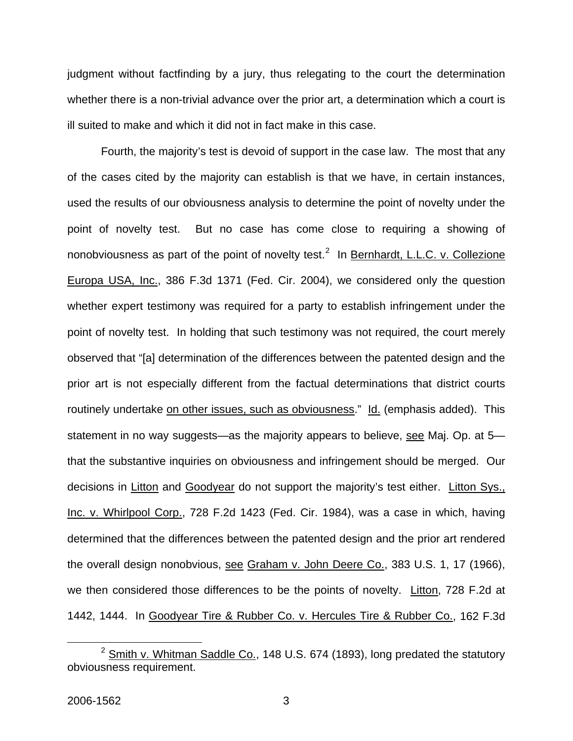judgment without factfinding by a jury, thus relegating to the court the determination whether there is a non-trivial advance over the prior art, a determination which a court is ill suited to make and which it did not in fact make in this case.

Fourth, the majority's test is devoid of support in the case law. The most that any of the cases cited by the majority can establish is that we have, in certain instances, used the results of our obviousness analysis to determine the point of novelty under the point of novelty test. But no case has come close to requiring a showing of nonobviousness as part of the point of novelty test.[2] In Bernhardt, L.L.C. v. Collezione Europa USA, Inc., 386 F.3d 1371 (Fed. Cir. 2004), we considered only the question whether expert testimony was required for a party to establish infringement under the point of novelty test. In holding that such testimony was not required, the court merely observed that "[a] determination of the differences between the patented design and the prior art is not especially different from the factual determinations that district courts routinely undertake on other issues, such as obviousness." Id. (emphasis added). This statement in no way suggests—as the majority appears to believe, see Maj. Op. at 5—that the substantive inquiries on obviousness and infringement should be merged. Our decisions in Litton and Goodyear do not support the majority's test either. Litton Sys., Inc. v. Whirlpool Corp., 728 F.2d 1423 (Fed. Cir. 1984), was a case in which, having determined that the differences between the patented design and the prior art rendered the overall design nonobvious, see Graham v. John Deere Co., 383 U.S. 1, 17 (1966), we then considered those differences to be the points of novelty. Litton, 728 F.2d at 1442, 1444. In Goodyear Tire & Rubber Co. v. Hercules Tire & Rubber Co., 162 F.3d

[2] Smith v. Whitman Saddle Co., 148 U.S. 674 (1893), long predated the statutory obviousness requirement.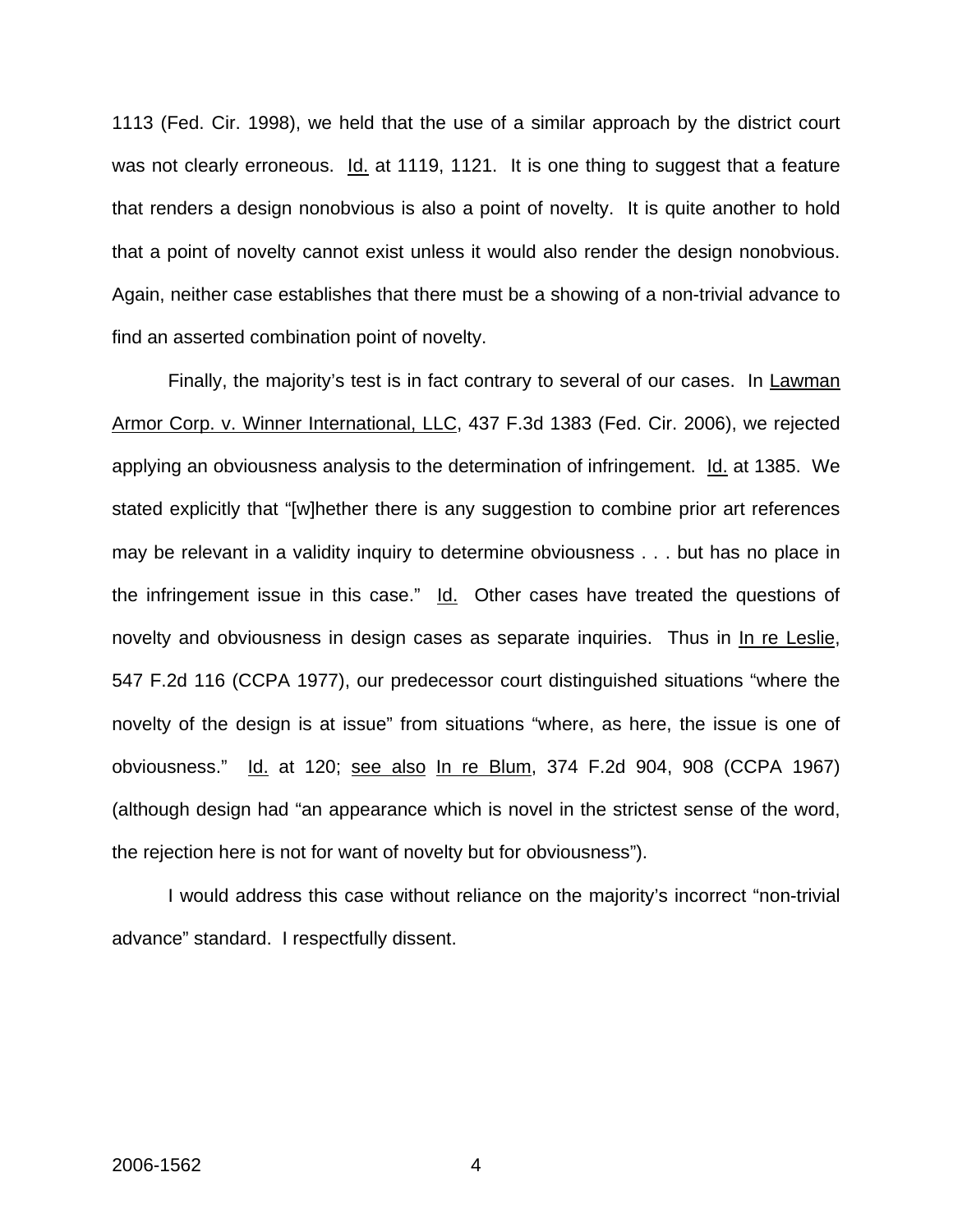1113 (Fed. Cir. 1998), we held that the use of a similar approach by the district court was not clearly erroneous. Id. at 1119, 1121. It is one thing to suggest that a feature that renders a design nonobvious is also a point of novelty. It is quite another to hold that a point of novelty cannot exist unless it would also render the design nonobvious. Again, neither case establishes that there must be a showing of a non-trivial advance to find an asserted combination point of novelty.

Finally, the majority's test is in fact contrary to several of our cases. In Lawman Armor Corp. v. Winner International, LLC, 437 F.3d 1383 (Fed. Cir. 2006), we rejected applying an obviousness analysis to the determination of infringement. Id. at 1385. We stated explicitly that "[w]hether there is any suggestion to combine prior art references may be relevant in a validity inquiry to determine obviousness . . . but has no place in the infringement issue in this case." Id. Other cases have treated the questions of novelty and obviousness in design cases as separate inquiries. Thus in In re Leslie, 547 F.2d 116 (CCPA 1977), our predecessor court distinguished situations "where the novelty of the design is at issue" from situations "where, as here, the issue is one of obviousness." Id. at 120; see also In re Blum, 374 F.2d 904, 908 (CCPA 1967) (although design had "an appearance which is novel in the strictest sense of the word, the rejection here is not for want of novelty but for obviousness").

I would address this case without reliance on the majority's incorrect "non-trivial advance" standard. I respectfully dissent.